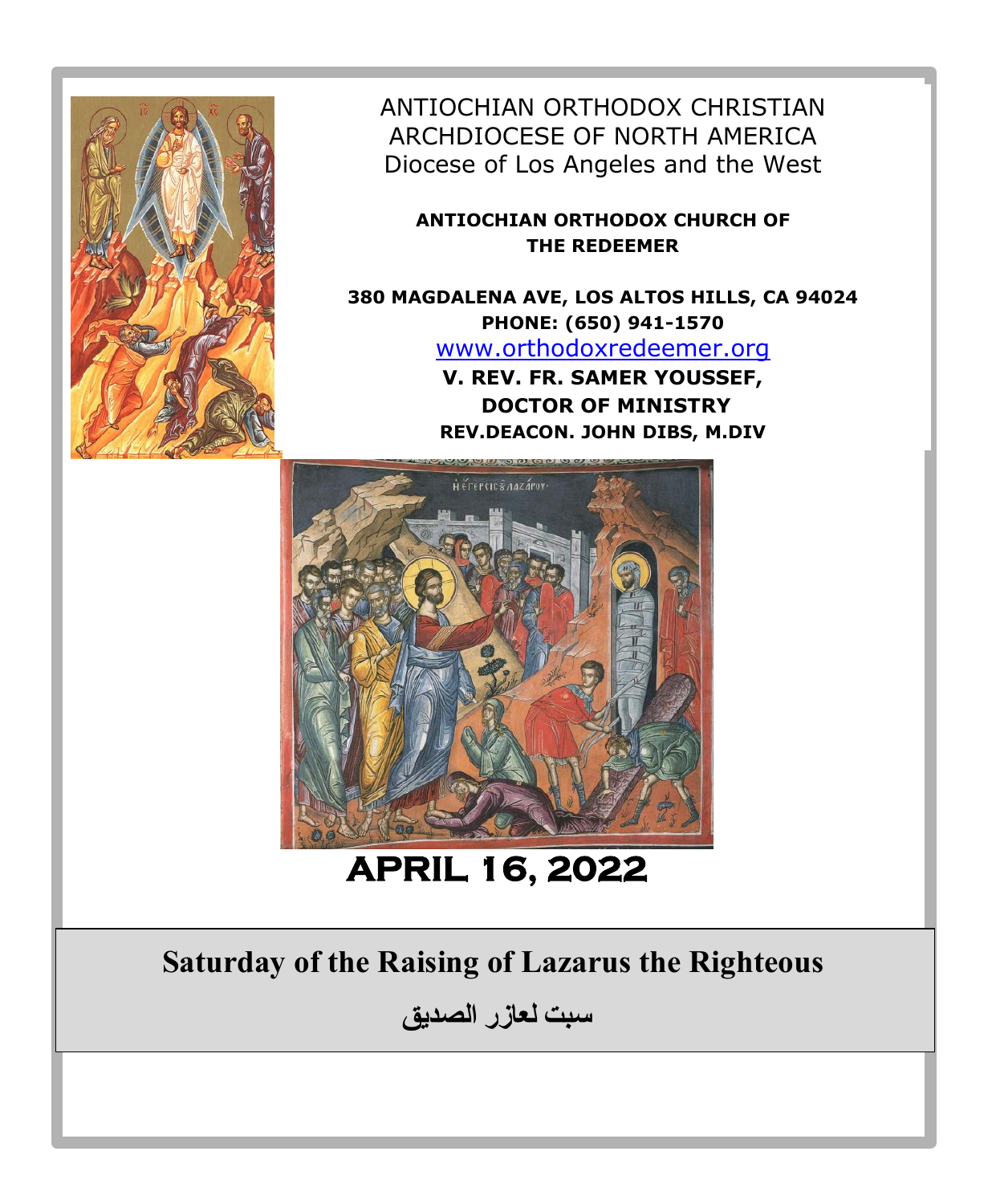ANTIOCHIAN ORTHODOX CHRISTIAN ARCHDIOCESE OF NORTH AMERICA

Diocese of Los Angeles and the West

**ANTIOCHIAN ORTHODOX CHURCH OF THE REDEEMER**

**380 MAGDALENA AVE, LOS ALTOS HILLS, CA 94024**

**PHONE: (650) 941-1570**

www.orthodoxredeemer.org

**V. REV. FR. SAMER YOUSSEF, DOCTOR OF MINISTRY**

**REV.DEACON. JOHN DIBS, M.DIV**

# APRIL 16, 2022

## Saturday of the Raising of Lazarus the Righteous

## سبت لعازر الصديق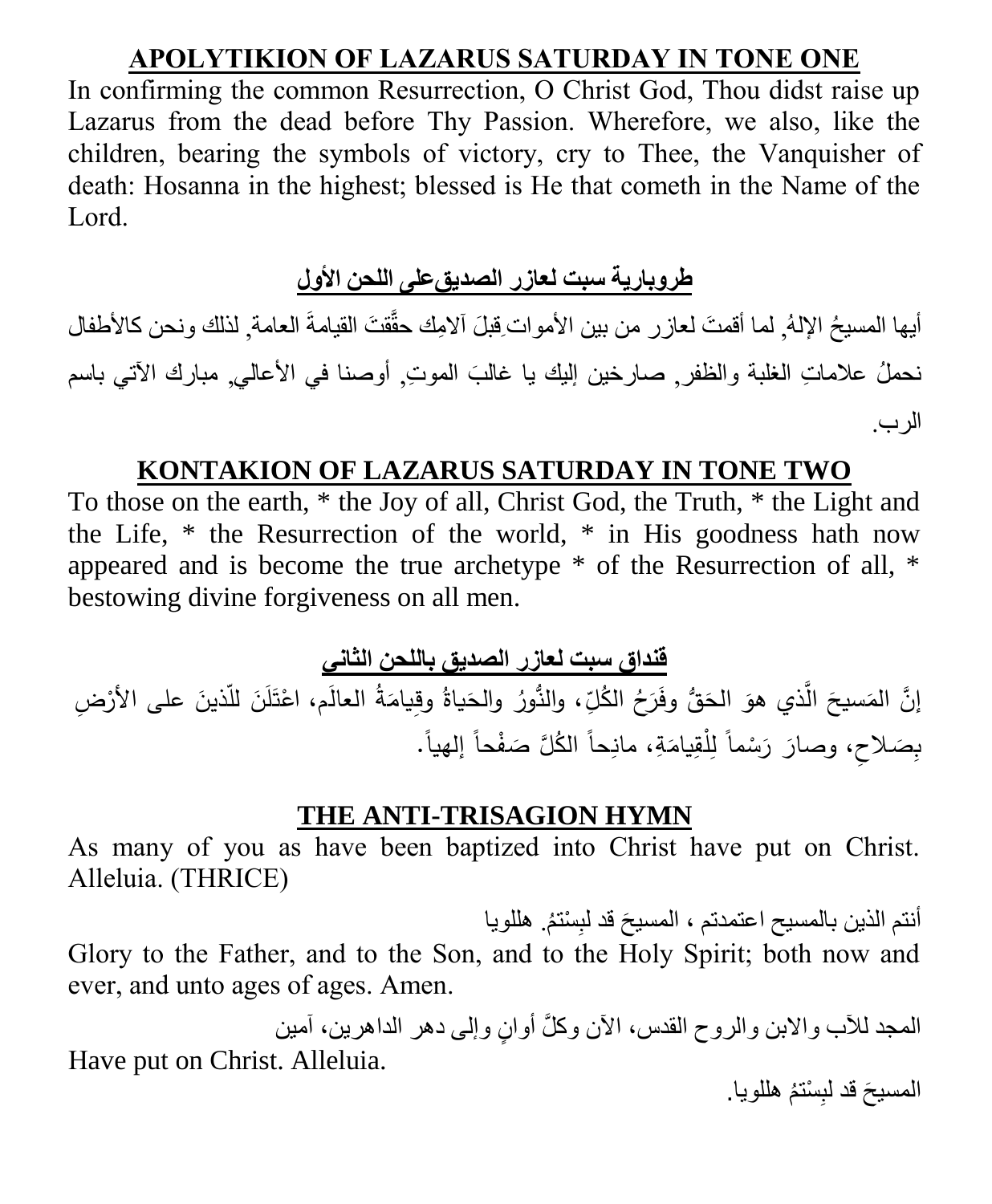## APOLYTIKION OF LAZARUS SATURDAY IN TONE ONE

In confirming the common Resurrection, O Christ God, Thou didst raise up Lazarus from the dead before Thy Passion. Wherefore, we also, like the children, bearing the symbols of victory, cry to Thee, the Vanquisher of death: Hosanna in the highest; blessed is He that cometh in the Name of the Lord.

## طروبارية سبت لعازر الصديقعلى اللحن الأول

أيها المسيحُ الإلهُ, لما أقمتَ لعازر من بين الأموات قِبلَ آلامِك حقَّقتَ القيامةَ العامة, لذلك ونحن كالأطفال نحملُ علاماتِ الغلبة والظفر, صارخين إليك يا غالبَ الموتِ, أوصنا في الأعالي, مبارك الآتي باسم الرب.

## KONTAKION OF LAZARUS SATURDAY IN TONE TWO

To those on the earth, * the Joy of all, Christ God, the Truth, * the Light and the Life, * the Resurrection of the world, * in His goodness hath now appeared and is become the true archetype * of the Resurrection of all, * bestowing divine forgiveness on all men.

## قنداق سبت لعازر الصديق باللحن الثاني

إنَّ المَسيحَ الَّذي هوَ الحَقُّ وفَرَحُ الكُلِّ، والنُّورُ والحَياةُ وقِيامَةُ العالَم، اعْتَلَنَ للّذينَ على الأرْضِ بِصَلاحِ، وصارَ رَسْماً لِلْقِيامَةِ، مانِحاً الكُلَّ صَفْحاً إلهياً.

## THE ANTI-TRISAGION HYMN

As many of you as have been baptized into Christ have put on Christ. Alleluia. (THRICE)

أنتم الذين بالمسيح اعتمدتم ، المسيحَ قد لبِسْتمُ. هللويا

Glory to the Father, and to the Son, and to the Holy Spirit; both now and ever, and unto ages of ages. Amen.

المجد للآب والابن والروح القدس، الآن وكلَّ أوانٍ وإلى دهر الداهرين، آمين

Have put on Christ. Alleluia.

المسيحَ قد لبِسْتمُ هللويا.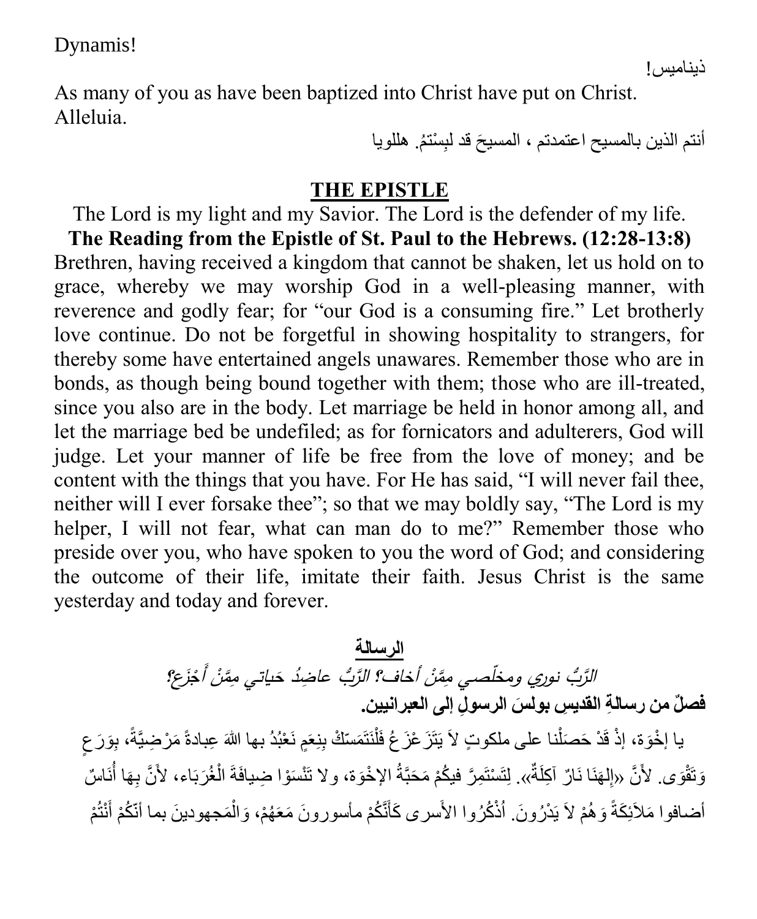Dynamis!

ذيناميس!

As many of you as have been baptized into Christ have put on Christ. Alleluia.

أنتم الذين بالمسيح اعتمدتم ، المسيحَ قد لبِسْتمُ. هللويا

## THE EPISTLE

The Lord is my light and my Savior. The Lord is the defender of my life.

**The Reading from the Epistle of St. Paul to the Hebrews. (12:28-13:8)**

Brethren, having received a kingdom that cannot be shaken, let us hold on to grace, whereby we may worship God in a well-pleasing manner, with reverence and godly fear; for "our God is a consuming fire." Let brotherly love continue. Do not be forgetful in showing hospitality to strangers, for thereby some have entertained angels unawares. Remember those who are in bonds, as though being bound together with them; those who are ill-treated, since you also are in the body. Let marriage be held in honor among all, and let the marriage bed be undefiled; as for fornicators and adulterers, God will judge. Let your manner of life be free from the love of money; and be content with the things that you have. For He has said, "I will never fail thee, neither will I ever forsake thee"; so that we may boldly say, "The Lord is my helper, I will not fear, what can man do to me?" Remember those who preside over you, who have spoken to you the word of God; and considering the outcome of their life, imitate their faith. Jesus Christ is the same yesterday and today and forever.

## الرسالة

*الرَّبُّ نوري ومخلّصي مِمَّنْ أخاف؟ الرَّبُّ عاضِدُ حَياتي مِمَّنْ أَجْزَع؟*

**فصلٌ من رسالةِ القديسِ بولسَ الرسولِ إلى العبرانيين.**

يا إخْوَة، إذْ قَدْ حَصَلْنا على ملكوتٍ لاَ يَتَزَعْزَعُ فَلْنَتَمَسّكْ بِنِعَمٍ نَعْبُدُ بها اللهَ عِبادةً مَرْضِيَّةً، بِوَرَعٍ وَتَقْوَى. لأَنَّ «إِلهَنَا نَارٌ آكِلَةٌ». لِتَسْتَمِرَّ فيكُمْ مَحَبَّةُ الإخْوَة، ولا تَنْسَوْا ضِيافَةَ الْغُرَبَاء، لأَنَّ بِهَا أُنَاسٌ أضافوا مَلاَئِكَةً وَهُمْ لاَ يَدْرُونَ. أُذْكُرُوا الأَسرى كَأَنَّكُمْ مأسورونَ مَعَهُمْ، وَالْمَجهودينَ بما أنّكُمْ أَنْتُمْ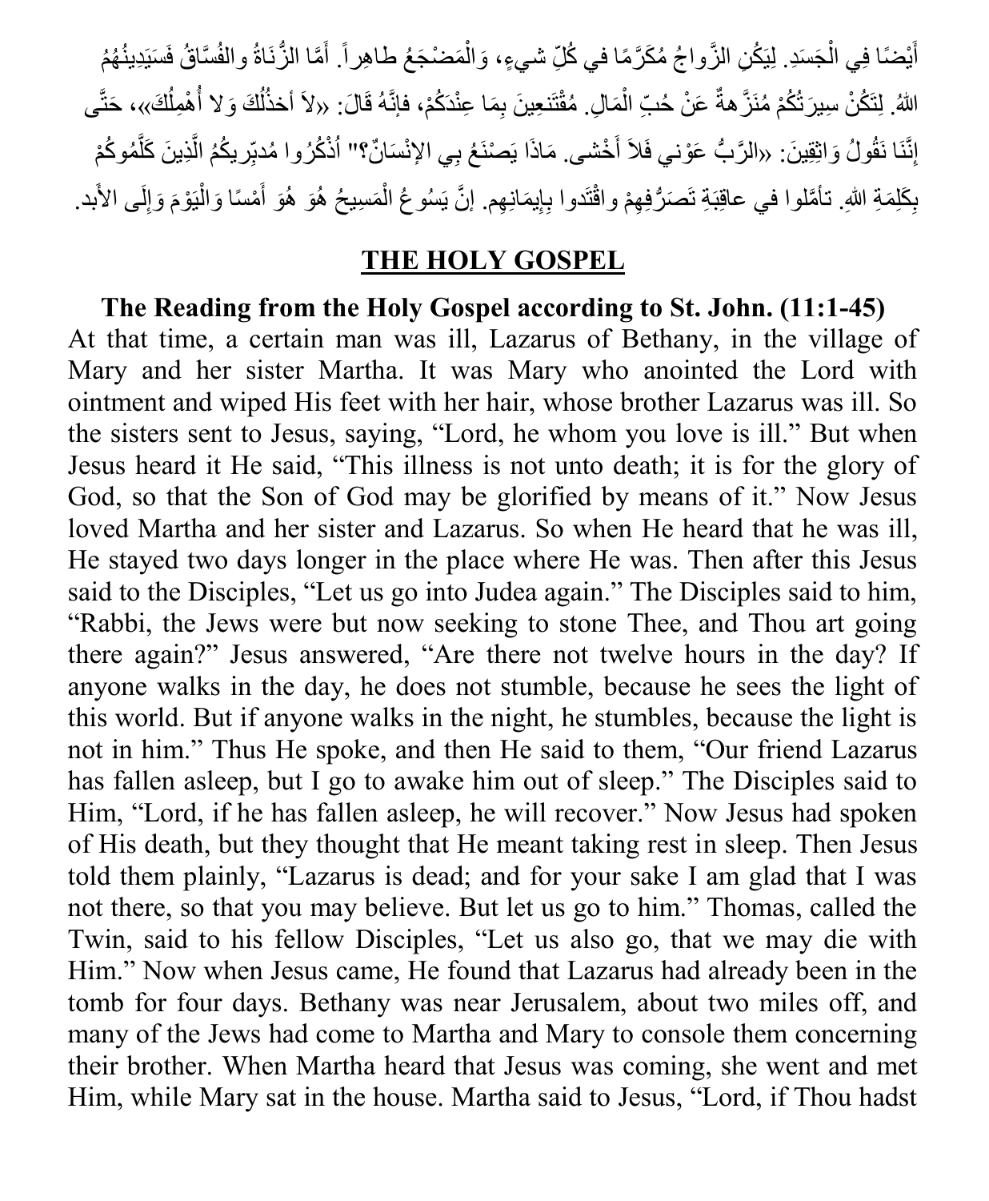أَيْضًا فِي الْجَسَدِ. لِيَكُنِ الزَّواجُ مُكَرَّمًا في كُلِّ شيءٍ، وَالْمَضْجَعُ طاهِراً. أَمَّا الزُّنَاةُ والفُسَّاقُ فَسَيَدِينُهُمُ اللهُ. لِتَكُنْ سِيرَتُكُمْ مُنَزَّهةً عَنْ حُبِّ الْمَالِ. مُقْتَنِعِينَ بِمَا عِنْدَكُمْ، فإنَّهُ قَالَ: «لاَ أخذُلُكَ وَلا أُهْمِلُكَ»، حَتَّى إِنَّنَا نَقُولُ وَاثِقِينَ: «الرَّبُّ عَوْني فَلاَ أَخْشى. مَاذَا يَصْنَعُ بِي الإنْسَانُ؟" أُذْكُرُوا مُدبّرِيكُمُ الَّذِينَ كَلَّمُوكُمْ بِكَلِمَةِ اللهِ. تأمَّلوا في عاقِبَةِ تَصَرُّفِهِمْ واقْتَدوا بِإِيمَانِهِم. إنَّ يَسُوعُ الْمَسِيحُ هُوَ هُوَ أَمْسًا وَالْيَوْمَ وَإِلَى الأبد.

## THE HOLY GOSPEL

**The Reading from the Holy Gospel according to St. John. (11:1-45)**

At that time, a certain man was ill, Lazarus of Bethany, in the village of Mary and her sister Martha. It was Mary who anointed the Lord with ointment and wiped His feet with her hair, whose brother Lazarus was ill. So the sisters sent to Jesus, saying, “Lord, he whom you love is ill.” But when Jesus heard it He said, “This illness is not unto death; it is for the glory of God, so that the Son of God may be glorified by means of it.” Now Jesus loved Martha and her sister and Lazarus. So when He heard that he was ill, He stayed two days longer in the place where He was. Then after this Jesus said to the Disciples, “Let us go into Judea again.” The Disciples said to him, “Rabbi, the Jews were but now seeking to stone Thee, and Thou art going there again?” Jesus answered, “Are there not twelve hours in the day? If anyone walks in the day, he does not stumble, because he sees the light of this world. But if anyone walks in the night, he stumbles, because the light is not in him.” Thus He spoke, and then He said to them, “Our friend Lazarus has fallen asleep, but I go to awake him out of sleep.” The Disciples said to Him, “Lord, if he has fallen asleep, he will recover.” Now Jesus had spoken of His death, but they thought that He meant taking rest in sleep. Then Jesus told them plainly, “Lazarus is dead; and for your sake I am glad that I was not there, so that you may believe. But let us go to him.” Thomas, called the Twin, said to his fellow Disciples, “Let us also go, that we may die with Him.” Now when Jesus came, He found that Lazarus had already been in the tomb for four days. Bethany was near Jerusalem, about two miles off, and many of the Jews had come to Martha and Mary to console them concerning their brother. When Martha heard that Jesus was coming, she went and met Him, while Mary sat in the house. Martha said to Jesus, “Lord, if Thou hadst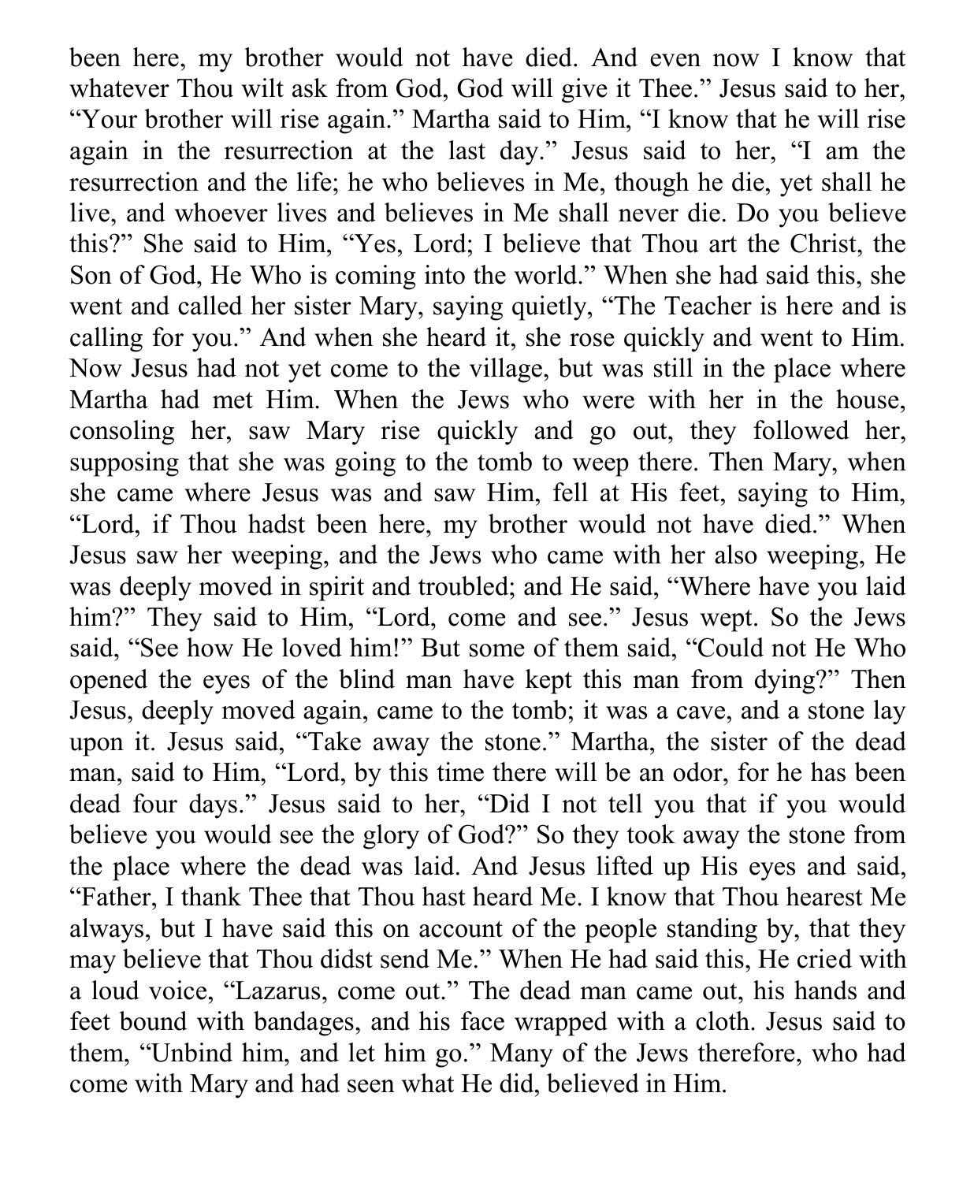been here, my brother would not have died. And even now I know that whatever Thou wilt ask from God, God will give it Thee." Jesus said to her, "Your brother will rise again." Martha said to Him, "I know that he will rise again in the resurrection at the last day." Jesus said to her, "I am the resurrection and the life; he who believes in Me, though he die, yet shall he live, and whoever lives and believes in Me shall never die. Do you believe this?" She said to Him, "Yes, Lord; I believe that Thou art the Christ, the Son of God, He Who is coming into the world." When she had said this, she went and called her sister Mary, saying quietly, "The Teacher is here and is calling for you." And when she heard it, she rose quickly and went to Him. Now Jesus had not yet come to the village, but was still in the place where Martha had met Him. When the Jews who were with her in the house, consoling her, saw Mary rise quickly and go out, they followed her, supposing that she was going to the tomb to weep there. Then Mary, when she came where Jesus was and saw Him, fell at His feet, saying to Him, "Lord, if Thou hadst been here, my brother would not have died." When Jesus saw her weeping, and the Jews who came with her also weeping, He was deeply moved in spirit and troubled; and He said, "Where have you laid him?" They said to Him, "Lord, come and see." Jesus wept. So the Jews said, "See how He loved him!" But some of them said, "Could not He Who opened the eyes of the blind man have kept this man from dying?" Then Jesus, deeply moved again, came to the tomb; it was a cave, and a stone lay upon it. Jesus said, "Take away the stone." Martha, the sister of the dead man, said to Him, "Lord, by this time there will be an odor, for he has been dead four days." Jesus said to her, "Did I not tell you that if you would believe you would see the glory of God?" So they took away the stone from the place where the dead was laid. And Jesus lifted up His eyes and said, "Father, I thank Thee that Thou hast heard Me. I know that Thou hearest Me always, but I have said this on account of the people standing by, that they may believe that Thou didst send Me." When He had said this, He cried with a loud voice, "Lazarus, come out." The dead man came out, his hands and feet bound with bandages, and his face wrapped with a cloth. Jesus said to them, "Unbind him, and let him go." Many of the Jews therefore, who had come with Mary and had seen what He did, believed in Him.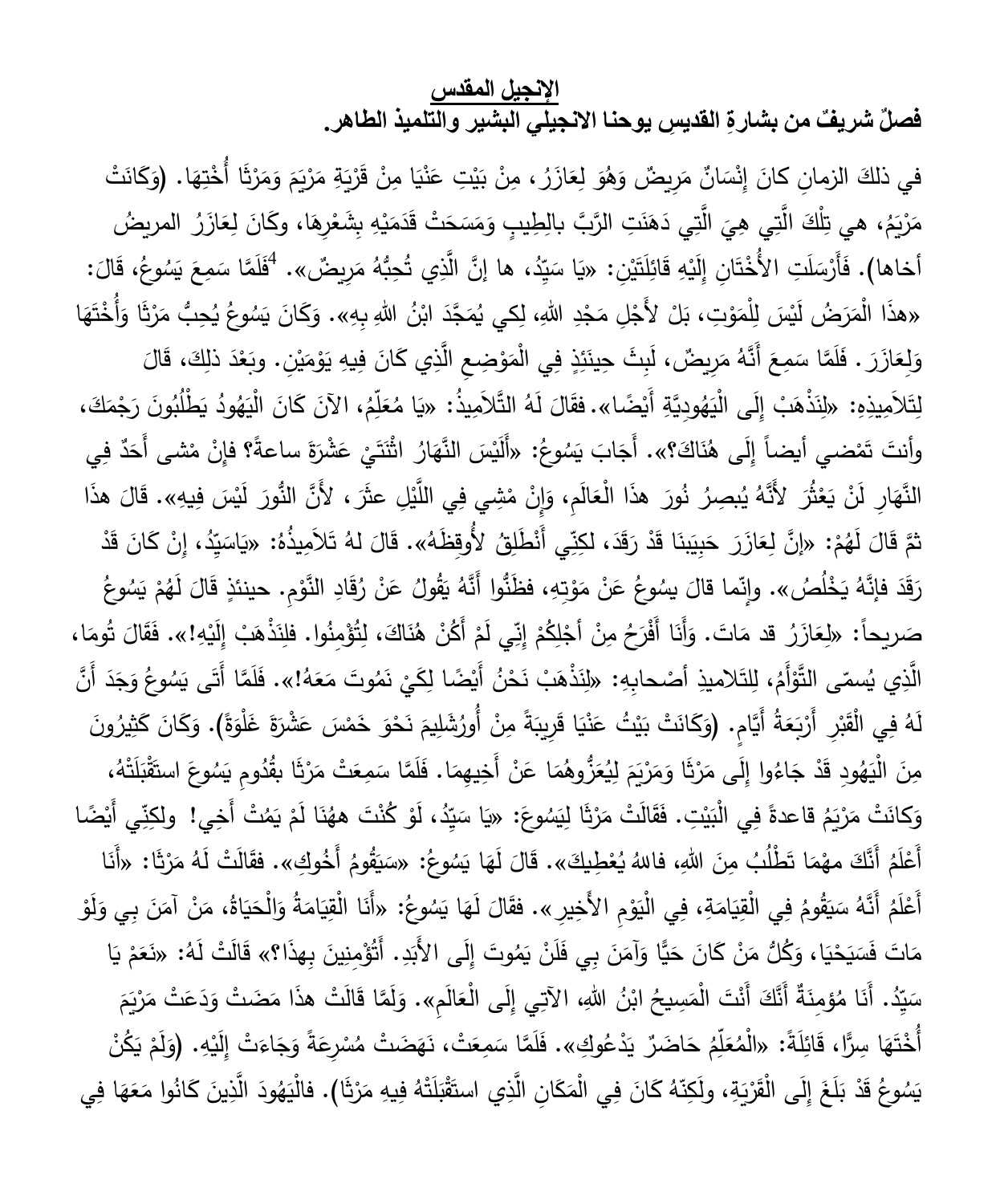**الإنجيل المقدس**

**فصلٌ شريفٌ من بشارةِ القديسِ يوحنا الانجيلي البشير والتلميذ الطاهر.**

في ذلكَ الزمانِ كانَ إِنْسَانٌ مَرِيضٌ وَهُوَ لِعَازَرُ، مِنْ بَيْتِ عَنْيَا مِنْ قَرْيَةِ مَرْيَمَ وَمَرْثَا أُخْتِهَا. (وَكَانَتْ مَرْيَمُ، هي تِلْكَ الَّتِي هِيَ الَّتِي دَهَنَتِ الرَّبَّ بالِطِيبِ وَمَسَحَتْ قَدَمَيْهِ بِشَعْرِهَا، وكَانَ لِعَازَرُ المريضُ أخاها). فَأَرْسَلَتِ الأُخْتَانِ إِلَيْهِ قَائِلَتَيْنِ: «يَا سَيِّدُ، ها إِنَّ الَّذِي تُحِبُّهُ مَرِيضٌ». [4]فَلَمَّا سَمِعَ يَسُوعُ، قَالَ: «هذَا الْمَرَضُ لَيْسَ لِلْمَوْتِ، بَلْ لأَجْلِ مَجْدِ اللهِ، لِكي يُمَجَّدَ ابْنُ اللهِ بِهِ». وَكَانَ يَسُوعُ يُحِبُّ مَرْثَا وَأُخْتَهَا وَلِعَازَرَ. فَلَمَّا سَمِعَ أَنَّهُ مَرِيضٌ، لَبِثَ حِينَئِذٍ فِي الْمَوْضِعِ الَّذِي كَانَ فِيهِ يَوْمَيْنِ. وبَعْدَ ذلِكَ، قَالَ لِتَلاَمِيذِهِ: «لِنَذْهَبْ إِلَى الْيَهُودِيَّةِ أَيْضًا». فقَالَ لَهُ التَّلاَمِيذُ: «يَا مُعَلِّمُ، الآنَ كَانَ الْيَهُودُ يَطْلُبُونَ رَجْمَكَ، وأنتَ تَمْضي أيضاً إِلَى هُنَاكَ؟». أَجَابَ يَسُوعُ: «أَلَيْسَ النَّهَارُ اثْنَتَيْ عَشْرَةَ ساعةً؟ فإنْ مْشى أَحَدٌ فِي النَّهَارِ لَنْ يَعْثُرَ لأَنَّهُ يُبصِرُ نُورَ هذَا الْعَالَمِ، وَإِنْ مْشِي فِي اللَّيْلِ عثَرَ، لأَنَّ النُّورَ لَيْسَ فِيه». قَالَ هذَا ثمَّ قَالَ لَهُمْ: «إنَّ لِعَازَرَ حَبِيبَنَا قَدْ رَقَدَ، لكِنّي أَنْطَلِقُ لأُوقِظَهُ». قَالَ لهُ تَلاَمِيذُهُ: «ياسَيِّدُ، إنْ كَانَ قَدْ رَقَدَ فإنَّهُ يَخْلُصُ». وإنّما قالَ يسُوعُ عَنْ مَوْتِهِ، فظَنُّوا أَنَّهُ يَقُولُ عَنْ رُقَادِ النَّوْمِ. حينئذٍ قَالَ لَهُمْ يَسُوعُ صَريحاً: «لِعَازَرُ قد مَاتَ. وَأَنَا أَفْرَحُ مِنْ أَجْلِكُمْ إِنّي لَمْ أَكُنْ هُنَاكَ، لِتُؤْمِنُوا. فلِنَذْهَبْ إِلَيْهِ!». فَقَالَ تُومَا، الَّذِي يُسمّى التَّوْأَمُ، لِلتَلاميذِ أَصْحابِهِ: «لِنَذْهَبْ نَحْنُ أَيْضًا لِكَيْ نَمُوتَ مَعَهُ!». فَلَمَّا أَتَى يَسُوعُ وَجَدَ أَنَّ لَهُ فِي الْقَبْرِ أَرْبَعَةُ أَيَّامٍ. (وَكَانَتْ بَيْتُ عَنْيَا قَرِيبَةً مِنْ أُورُشَلِيمَ نَحْوَ خَمْسَ عَشْرَةَ غَلْوَةً). وَكَانَ كَثِيرُونَ مِنَ الْيَهُودِ قَدْ جَاءُوا إِلَى مَرْثَا وَمَرْيَمَ لِيُعَزُّوهُمَا عَنْ أَخِيهِمَا. فَلَمَّا سَمِعَتْ مَرْثَا بقُدُومِ يَسُوعَ استَقْبَلَتْهُ، وَكَانَتْ مَرْيَمُ قاعدةً فِي الْبَيْتِ. فَقَالَتْ مَرْثَا لِيَسُوعَ: «يَا سَيِّدُ، لَوْ كُنْتَ ههُنَا لَمْ يَمُتْ أَخِي! ولكِنّي أَيْضًا أَعْلَمُ أَنَّكَ مهْمَا تَطْلُبُ مِنَ اللهِ، فاللهُ يُعْطِيكَ». قَالَ لَهَا يَسوعُ: «سَيَقُومُ أَخُوكِ». فقَالَتْ لَهُ مَرْثَا: «أَنَا أَعْلَمُ أَنَّهُ سَيَقُومُ فِي الْقِيَامَةِ، فِي الْيَوْمِ الأَخِيرِ». فقَالَ لَهَا يَسُوعُ: «أَنَا الْقِيَامَةُ وَالْحَيَاةُ، مَنْ آمَنَ بِي وَلَوْ مَاتَ فَسَيَحْيَا، وَكُلُّ مَنْ كَانَ حَيًّا وَآمَنَ بِي فَلَنْ يَمُوتَ إِلَى الأَبَدِ. أَتُؤْمِنِينَ بِهذَا؟» قَالَتْ لَهُ: «نَعَمْ يَا سَيِّدُ. أَنَا مُؤْمِنَةٌ أَنَّكَ أَنْتَ الْمَسِيحُ ابْنُ اللهِ، الآتِي إِلَى الْعَالَمِ». وَلَمّا قَالَتْ هذَا مَضَتْ وَدَعَتْ مَرْيَمَ أُخْتَهَا سِرًّا، قَائِلَةً: «الْمُعَلِّمُ حَاضِرٌ يَدْعُوكِ». فَلَمَّا سَمِعَتْ، نَهَضَتْ مُسْرِعَةً وَجَاءَتْ إِلَيْهِ. (وَلَمْ يَكُنْ يَسُوعُ قَدْ بَلَغَ إِلَى الْقَرْيَةِ، ولَكِنّهُ كَانَ فِي الْمَكَانِ الَّذِي استَقْبَلَتْهُ فِيهِ مَرْثَا). فالْيَهُودَ الَّذِينَ كَانُوا مَعَهَا فِي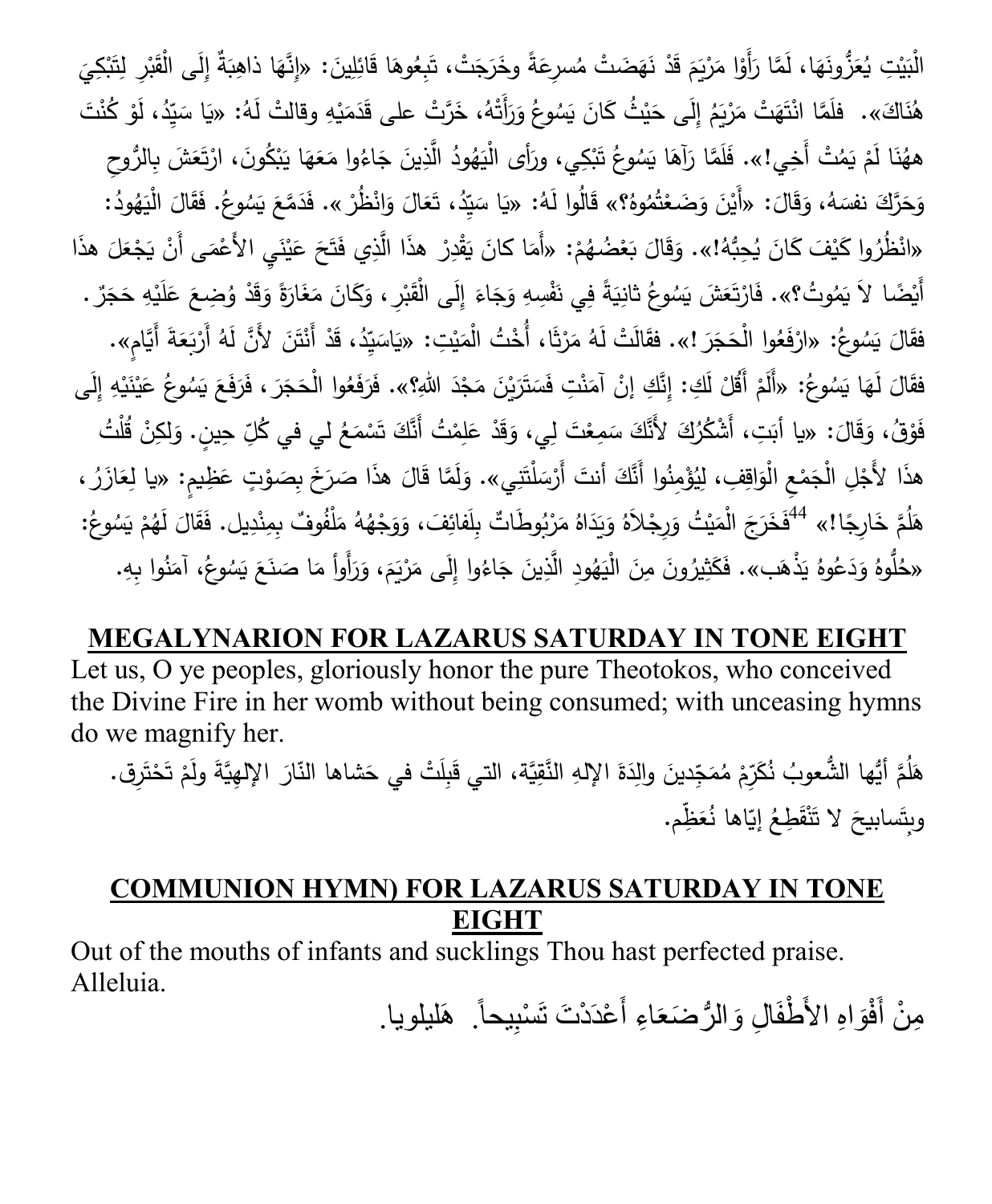الْبَيْتِ يُعَزُّونَهَا، لَمَّا رَأَوْا مَرْيَمَ قَدْ نَهَضَتْ مُسرِعَةً وخَرَجَتْ، تَبِعُوهَا قَائِلِينَ: «إِنَّهَا ذاهِبَةٌ إِلَى الْقَبْرِ لِتَبْكِيَ هُنَاكَ». فلَمَّا انْتَهَتْ مَرْيَمُ إِلَى حَيْثُ كَانَ يَسُوعُ وَرَأَتْهُ، خَرَّتْ على قَدَمَيْهِ وقالتْ لَهُ: «يَا سَيِّدُ، لَوْ كُنْتَ ههُنَا لَمْ يَمُتْ أَخِي!». فَلَمَّا رَآهَا يَسُوعُ تَبْكِي، ورأى الْيَهُودُ الَّذِينَ جَاءُوا مَعَهَا يَبْكُونَ، ارْتَعَشَ بِالرُّوحِ وَحَرَّكَ نفسَهُ، وَقَالَ: «أَيْنَ وَضَعْتُمُوهُ؟» قَالُوا لَهُ: «يَا سَيِّدُ، تَعَالَ وَانْظُرْ». فَدَمَّعَ يَسُوعُ. فَقَالَ الْيَهُودُ: «انْظُرُوا كَيْفَ كَانَ يُحِبُّهُ!». وَقَالَ بَعْضُهُمْ: «أَمَا كانَ يَقْدِرْ هذَا الَّذِي فَتَحَ عَيْنَيِ الأَعْمَى أَنْ يَجْعَلَ هذَا أَيْضًا لاَ يَمُوتُ؟». فَارْتَعَشَ يَسُوعُ ثانِيَةً فِي نَفْسِهِ وَجَاءَ إِلَى الْقَبْرِ، وَكَانَ مَغَارَةً وَقَدْ وُضِعَ عَلَيْهِ حَجَرٌ. فقالَ يَسُوعُ: «ارْفَعُوا الْحَجَرَ!». فقالَتْ لَهُ مَرْثَا، أُخْتُ الْمَيْتِ: «يَاسَيِّدُ، قَدْ أَنْتَنَ لأَنَّ لَهُ أَرْبَعَةَ أَيَّامٍ». فقالَ لَهَا يَسُوعُ: «أَلَمْ أَقُلْ لَكِ: إِنَّكِ إِنْ آمَنْتِ فَسَتَرَيْنَ مَجْدَ اللهِ؟». فَرَفَعُوا الْحَجَرَ، فَرَفَعَ يَسُوعُ عَيْنَيْهِ إِلَى فَوْقُ، وَقَالَ: «يا أَبَتِ، أَشْكُرُكَ لأَنَّكَ سَمِعْتَ لِي، وَقَدْ عَلِمْتُ أَنَّكَ تَسْمَعُ لي في كُلِّ حِينٍ. وَلكِنْ قُلْتُ هذَا لأَجْلِ الْجَمْعِ الْوَاقِفِ، لِيُؤْمِنُوا أَنَّكَ أنتَ أَرْسَلْتَنِي». وَلَمَّا قَالَ هذَا صَرَخَ بِصَوْتٍ عَظِيمٍ: «يا لِعَازَرُ، هَلُمَّ خَارِجًا!» [44] فَخَرَجَ الْمَيْتُ وَرِجْلاَهُ وَيَدَاهُ مَرْبُوطَاتٌ بِلَفَائِفَ، وَوَجْهُهُ مَلْفُوفٌ بِمِنْدِيل. فَقَالَ لَهُمْ يَسُوعُ: «حُلُّوهُ وَدَعُوهُ يَذْهَب». فَكَثِيرُونَ مِنَ الْيَهُودِ الَّذِينَ جَاءُوا إِلَى مَرْيَمَ، وَرَأَوا مَا صَنَعَ يَسُوعُ، آمَنُوا بِهِ.

## MEGALYNARION FOR LAZARUS SATURDAY IN TONE EIGHT

Let us, O ye peoples, gloriously honor the pure Theotokos, who conceived the Divine Fire in her womb without being consumed; with unceasing hymns do we magnify her.

هَلُمَّ أيُّها الشُّعوبُ نُكَرِّمْ مُمَجِّدينَ والِدَةَ الإلهِ النَّقِيَّة، التي قَبِلَتْ في حَشاها النّارَ الإلهِيَّةَ ولَمْ تَحْتَرِق. وبِتَسابيحَ لا تَنْقَطِعُ إيّاها نُعَظِّم.

## COMMUNION HYMN) FOR LAZARUS SATURDAY IN TONE EIGHT

Out of the mouths of infants and sucklings Thou hast perfected praise. Alleluia.

مِنْ أَفْوَاهِ الأَطْفَالِ وَالرُّضَعَاءِ أَعْدَدْتَ تَسْبِيحاً. هَليلويا.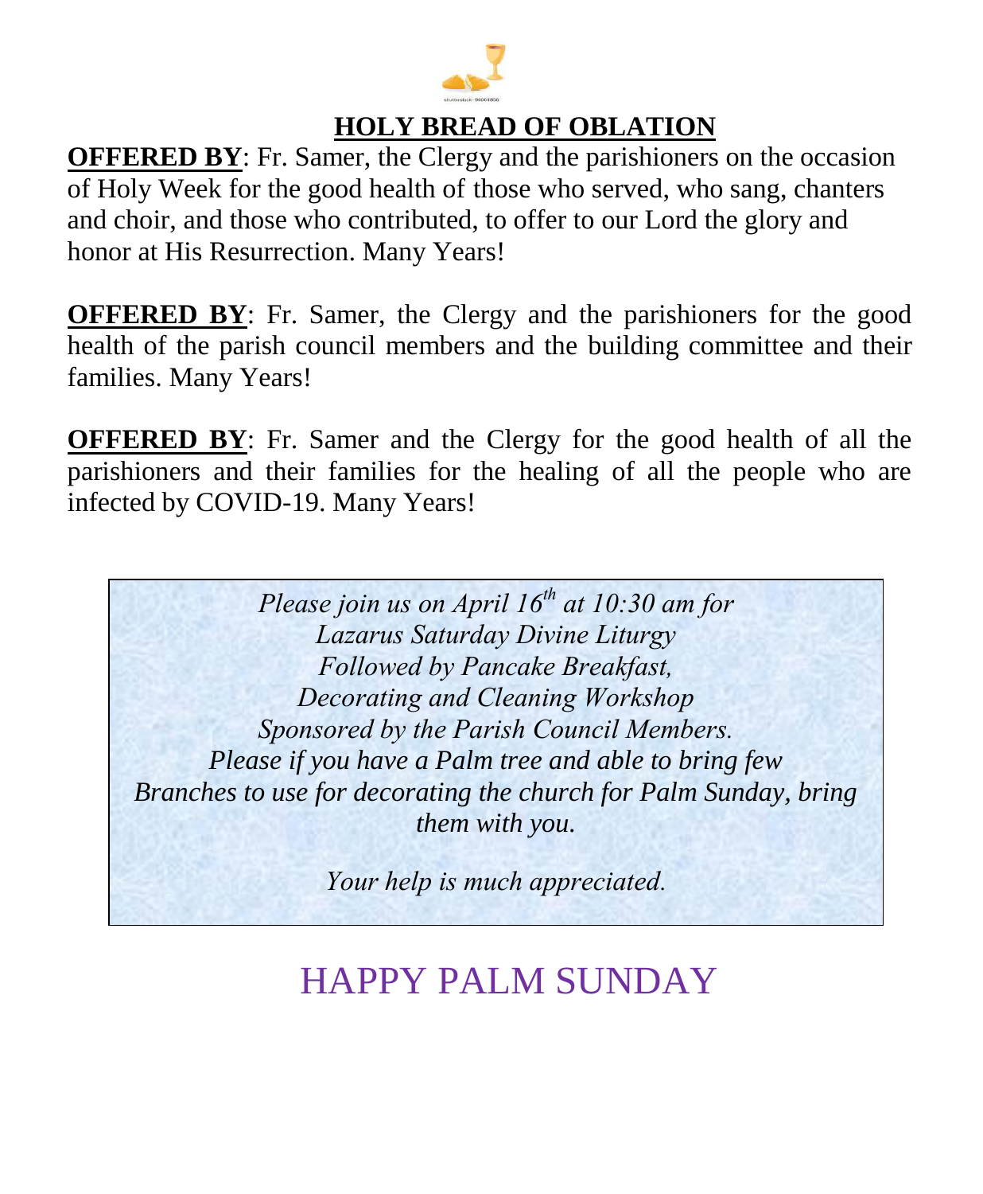## HOLY BREAD OF OBLATION

**OFFERED BY**: Fr. Samer, the Clergy and the parishioners on the occasion of Holy Week for the good health of those who served, who sang, chanters and choir, and those who contributed, to offer to our Lord the glory and honor at His Resurrection. Many Years!

**OFFERED BY**: Fr. Samer, the Clergy and the parishioners for the good health of the parish council members and the building committee and their families. Many Years!

**OFFERED BY**: Fr. Samer and the Clergy for the good health of all the parishioners and their families for the healing of all the people who are infected by COVID-19. Many Years!

*Please join us on April 16th at 10:30 am for*
*Lazarus Saturday Divine Liturgy*
*Followed by Pancake Breakfast,*
*Decorating and Cleaning Workshop*
*Sponsored by the Parish Council Members.*
*Please if you have a Palm tree and able to bring few Branches to use for decorating the church for Palm Sunday, bring them with you.*

*Your help is much appreciated.*

# HAPPY PALM SUNDAY